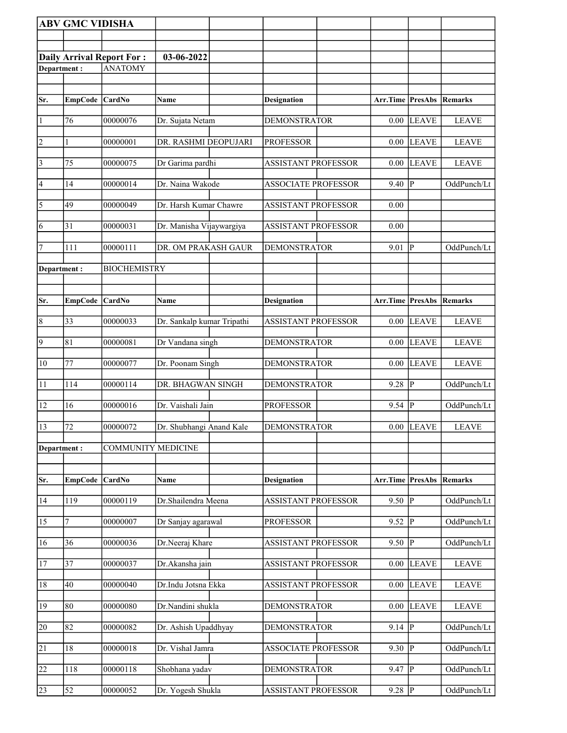**ABV GMC VIDISHA**

**Daily Arrival Report For : 03-06-2022**

**Department :** ANATOMY

| Sr. | EmpCode | CardNo | Name | Designation | Arr.Time | PresAbs | Remarks |
|---|---|---|---|---|---|---|---|
| 1 | 76 | 00000076 | Dr. Sujata Netam | DEMONSTRATOR | 0.00 | LEAVE | LEAVE |
| 2 | 1 | 00000001 | DR. RASHMI DEOPUJARI | PROFESSOR | 0.00 | LEAVE | LEAVE |
| 3 | 75 | 00000075 | Dr Garima pardhi | ASSISTANT PROFESSOR | 0.00 | LEAVE | LEAVE |
| 4 | 14 | 00000014 | Dr. Naina Wakode | ASSOCIATE PROFESSOR | 9.40 | P | OddPunch/Lt |
| 5 | 49 | 00000049 | Dr. Harsh Kumar Chawre | ASSISTANT PROFESSOR | 0.00 | | |
| 6 | 31 | 00000031 | Dr. Manisha Vijaywargiya | ASSISTANT PROFESSOR | 0.00 | | |
| 7 | 111 | 00000111 | DR. OM PRAKASH GAUR | DEMONSTRATOR | 9.01 | P | OddPunch/Lt |

**Department :** BIOCHEMISTRY

| Sr. | EmpCode | CardNo | Name | Designation | Arr.Time | PresAbs | Remarks |
|---|---|---|---|---|---|---|---|
| 8 | 33 | 00000033 | Dr. Sankalp kumar Tripathi | ASSISTANT PROFESSOR | 0.00 | LEAVE | LEAVE |
| 9 | 81 | 00000081 | Dr Vandana singh | DEMONSTRATOR | 0.00 | LEAVE | LEAVE |
| 10 | 77 | 00000077 | Dr. Poonam Singh | DEMONSTRATOR | 0.00 | LEAVE | LEAVE |
| 11 | 114 | 00000114 | DR. BHAGWAN SINGH | DEMONSTRATOR | 9.28 | P | OddPunch/Lt |
| 12 | 16 | 00000016 | Dr. Vaishali Jain | PROFESSOR | 9.54 | P | OddPunch/Lt |
| 13 | 72 | 00000072 | Dr. Shubhangi Anand Kale | DEMONSTRATOR | 0.00 | LEAVE | LEAVE |

**Department :** COMMUNITY MEDICINE

| Sr. | EmpCode | CardNo | Name | Designation | Arr.Time | PresAbs | Remarks |
|---|---|---|---|---|---|---|---|
| 14 | 119 | 00000119 | Dr.Shailendra Meena | ASSISTANT PROFESSOR | 9.50 | P | OddPunch/Lt |
| 15 | 7 | 00000007 | Dr Sanjay agarawal | PROFESSOR | 9.52 | P | OddPunch/Lt |
| 16 | 36 | 00000036 | Dr.Neeraj Khare | ASSISTANT PROFESSOR | 9.50 | P | OddPunch/Lt |
| 17 | 37 | 00000037 | Dr.Akansha jain | ASSISTANT PROFESSOR | 0.00 | LEAVE | LEAVE |
| 18 | 40 | 00000040 | Dr.Indu Jotsna Ekka | ASSISTANT PROFESSOR | 0.00 | LEAVE | LEAVE |
| 19 | 80 | 00000080 | Dr.Nandini shukla | DEMONSTRATOR | 0.00 | LEAVE | LEAVE |
| 20 | 82 | 00000082 | Dr. Ashish Upaddhyay | DEMONSTRATOR | 9.14 | P | OddPunch/Lt |
| 21 | 18 | 00000018 | Dr. Vishal Jamra | ASSOCIATE PROFESSOR | 9.30 | P | OddPunch/Lt |
| 22 | 118 | 00000118 | Shobhana yadav | DEMONSTRATOR | 9.47 | P | OddPunch/Lt |
| 23 | 52 | 00000052 | Dr. Yogesh Shukla | ASSISTANT PROFESSOR | 9.28 | P | OddPunch/Lt |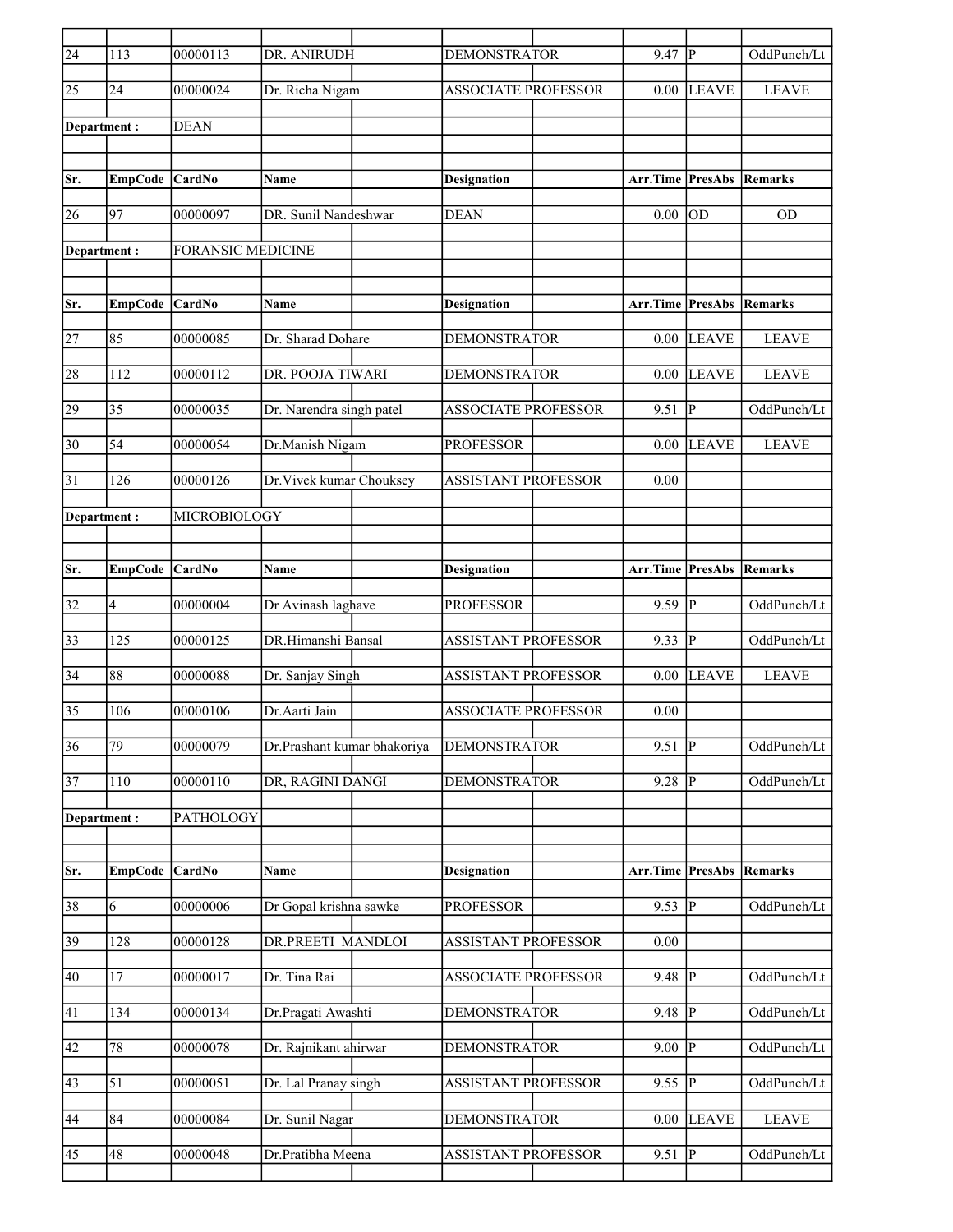| Sr. | EmpCode | CardNo | Name | Designation | Arr.Time | PresAbs | Remarks |
|---|---|---|---|---|---|---|---|
| 24 | 113 | 00000113 | DR. ANIRUDH | DEMONSTRATOR | 9.47 | P | OddPunch/Lt |
| 25 | 24 | 00000024 | Dr. Richa Nigam | ASSOCIATE PROFESSOR | 0.00 | LEAVE | LEAVE |
| **Department :** | | DEAN | | | | | |
| **Sr.** | **EmpCode** | **CardNo** | **Name** | **Designation** | **Arr.Time** | **PresAbs** | **Remarks** |
| 26 | 97 | 00000097 | DR. Sunil Nandeshwar | DEAN | 0.00 | OD | OD |
| **Department :** | | FORANSIC MEDICINE | | | | | |
| **Sr.** | **EmpCode** | **CardNo** | **Name** | **Designation** | **Arr.Time** | **PresAbs** | **Remarks** |
| 27 | 85 | 00000085 | Dr. Sharad Dohare | DEMONSTRATOR | 0.00 | LEAVE | LEAVE |
| 28 | 112 | 00000112 | DR. POOJA TIWARI | DEMONSTRATOR | 0.00 | LEAVE | LEAVE |
| 29 | 35 | 00000035 | Dr. Narendra singh patel | ASSOCIATE PROFESSOR | 9.51 | P | OddPunch/Lt |
| 30 | 54 | 00000054 | Dr.Manish Nigam | PROFESSOR | 0.00 | LEAVE | LEAVE |
| 31 | 126 | 00000126 | Dr.Vivek kumar Chouksey | ASSISTANT PROFESSOR | 0.00 | | |
| **Department :** | | MICROBIOLOGY | | | | | |
| **Sr.** | **EmpCode** | **CardNo** | **Name** | **Designation** | **Arr.Time** | **PresAbs** | **Remarks** |
| 32 | 4 | 00000004 | Dr Avinash laghave | PROFESSOR | 9.59 | P | OddPunch/Lt |
| 33 | 125 | 00000125 | DR.Himanshi Bansal | ASSISTANT PROFESSOR | 9.33 | P | OddPunch/Lt |
| 34 | 88 | 00000088 | Dr. Sanjay Singh | ASSISTANT PROFESSOR | 0.00 | LEAVE | LEAVE |
| 35 | 106 | 00000106 | Dr.Aarti Jain | ASSOCIATE PROFESSOR | 0.00 | | |
| 36 | 79 | 00000079 | Dr.Prashant kumar bhakoriya | DEMONSTRATOR | 9.51 | P | OddPunch/Lt |
| 37 | 110 | 00000110 | DR, RAGINI DANGI | DEMONSTRATOR | 9.28 | P | OddPunch/Lt |
| **Department :** | | PATHOLOGY | | | | | |
| **Sr.** | **EmpCode** | **CardNo** | **Name** | **Designation** | **Arr.Time** | **PresAbs** | **Remarks** |
| 38 | 6 | 00000006 | Dr Gopal krishna sawke | PROFESSOR | 9.53 | P | OddPunch/Lt |
| 39 | 128 | 00000128 | DR.PREETI MANDLOI | ASSISTANT PROFESSOR | 0.00 | | |
| 40 | 17 | 00000017 | Dr. Tina Rai | ASSOCIATE PROFESSOR | 9.48 | P | OddPunch/Lt |
| 41 | 134 | 00000134 | Dr.Pragati Awashti | DEMONSTRATOR | 9.48 | P | OddPunch/Lt |
| 42 | 78 | 00000078 | Dr. Rajnikant ahirwar | DEMONSTRATOR | 9.00 | P | OddPunch/Lt |
| 43 | 51 | 00000051 | Dr. Lal Pranay singh | ASSISTANT PROFESSOR | 9.55 | P | OddPunch/Lt |
| 44 | 84 | 00000084 | Dr. Sunil Nagar | DEMONSTRATOR | 0.00 | LEAVE | LEAVE |
| 45 | 48 | 00000048 | Dr.Pratibha Meena | ASSISTANT PROFESSOR | 9.51 | P | OddPunch/Lt |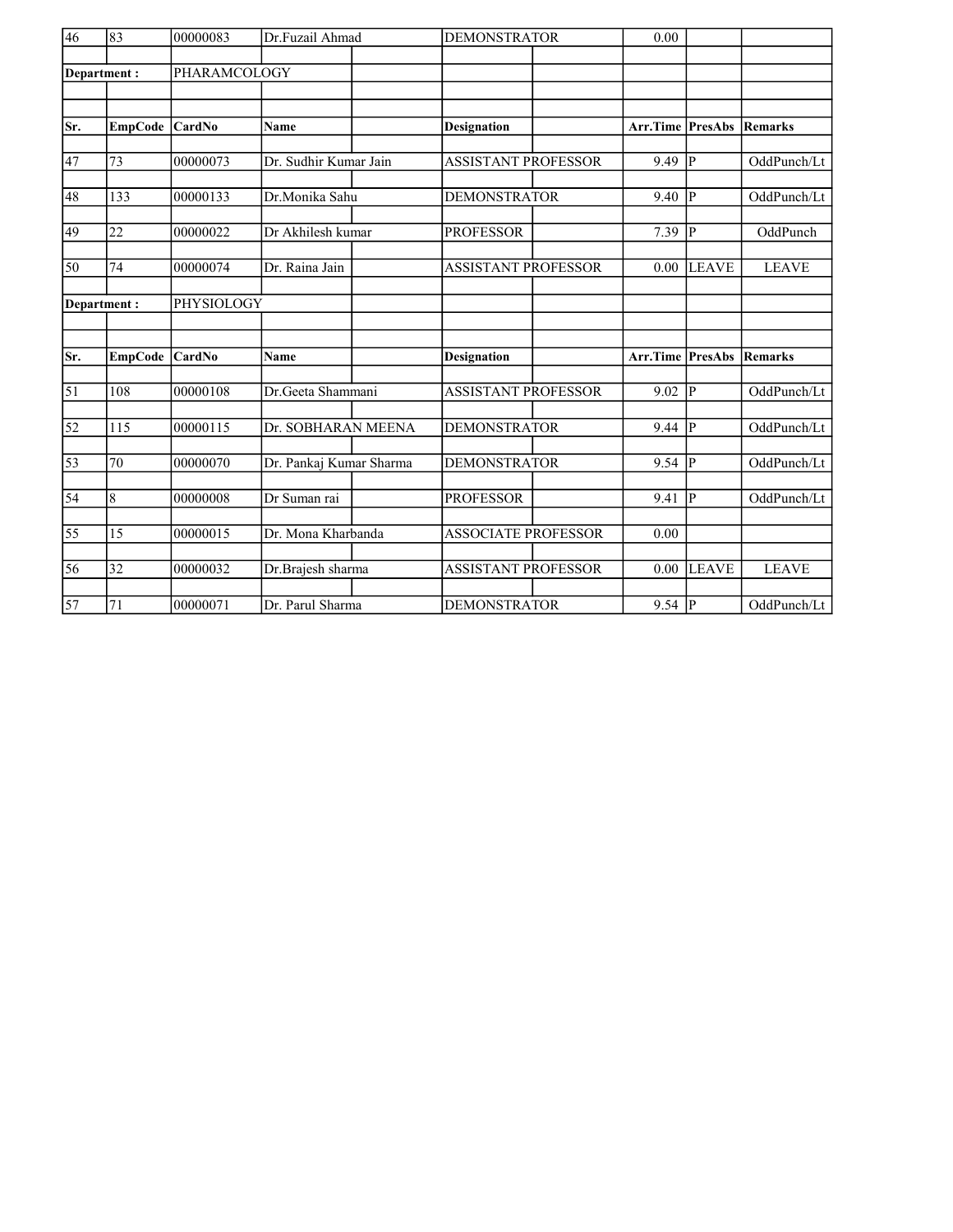| Sr. | EmpCode | CardNo | Name | Designation | Arr.Time | PresAbs | Remarks |
|---|---|---|---|---|---|---|---|
| 46 | 83 | 00000083 | Dr.Fuzail Ahmad | DEMONSTRATOR | 0.00 | | |
| **Department :** | | PHARAMCOLOGY | | | | | |
| **Sr.** | **EmpCode** | **CardNo** | **Name** | **Designation** | **Arr.Time** | **PresAbs** | **Remarks** |
| 47 | 73 | 00000073 | Dr. Sudhir Kumar Jain | ASSISTANT PROFESSOR | 9.49 | P | OddPunch/Lt |
| 48 | 133 | 00000133 | Dr.Monika Sahu | DEMONSTRATOR | 9.40 | P | OddPunch/Lt |
| 49 | 22 | 00000022 | Dr Akhilesh kumar | PROFESSOR | 7.39 | P | OddPunch |
| 50 | 74 | 00000074 | Dr. Raina Jain | ASSISTANT PROFESSOR | 0.00 | LEAVE | LEAVE |
| **Department :** | | PHYSIOLOGY | | | | | |
| **Sr.** | **EmpCode** | **CardNo** | **Name** | **Designation** | **Arr.Time** | **PresAbs** | **Remarks** |
| 51 | 108 | 00000108 | Dr.Geeta Shammani | ASSISTANT PROFESSOR | 9.02 | P | OddPunch/Lt |
| 52 | 115 | 00000115 | Dr. SOBHARAN MEENA | DEMONSTRATOR | 9.44 | P | OddPunch/Lt |
| 53 | 70 | 00000070 | Dr. Pankaj Kumar Sharma | DEMONSTRATOR | 9.54 | P | OddPunch/Lt |
| 54 | 8 | 00000008 | Dr Suman rai | PROFESSOR | 9.41 | P | OddPunch/Lt |
| 55 | 15 | 00000015 | Dr. Mona Kharbanda | ASSOCIATE PROFESSOR | 0.00 | | |
| 56 | 32 | 00000032 | Dr.Brajesh sharma | ASSISTANT PROFESSOR | 0.00 | LEAVE | LEAVE |
| 57 | 71 | 00000071 | Dr. Parul Sharma | DEMONSTRATOR | 9.54 | P | OddPunch/Lt |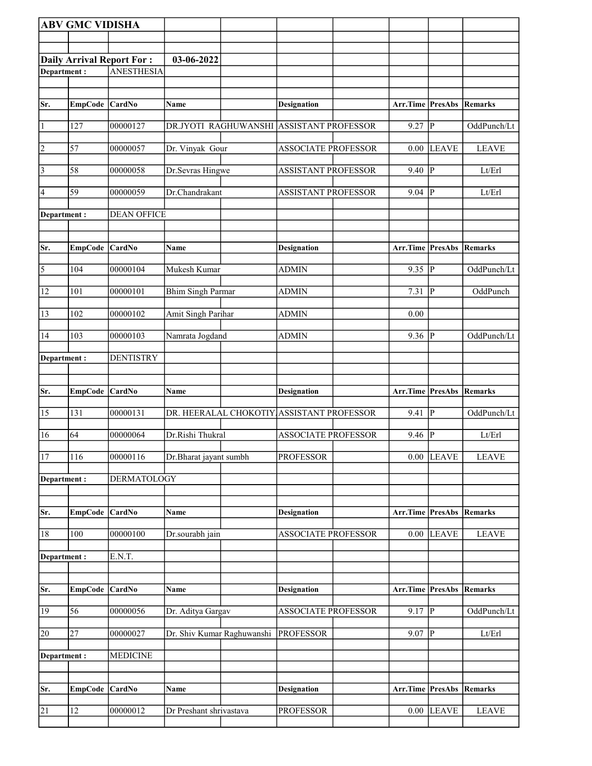**ABV GMC VIDISHA**

**Daily Arrival Report For :** **03-06-2022**

**Department :** ANESTHESIA

| Sr. | EmpCode | CardNo | Name | Designation | Arr.Time | PresAbs | Remarks |
|---|---|---|---|---|---|---|---|
| 1 | 127 | 00000127 | DR.JYOTI RAGHUWANSHI | ASSISTANT PROFESSOR | 9.27 | P | OddPunch/Lt |
| 2 | 57 | 00000057 | Dr. Vinyak Gour | ASSOCIATE PROFESSOR | 0.00 | LEAVE | LEAVE |
| 3 | 58 | 00000058 | Dr.Sevras Hingwe | ASSISTANT PROFESSOR | 9.40 | P | Lt/Erl |
| 4 | 59 | 00000059 | Dr.Chandrakant | ASSISTANT PROFESSOR | 9.04 | P | Lt/Erl |

**Department :** DEAN OFFICE

| Sr. | EmpCode | CardNo | Name | Designation | Arr.Time | PresAbs | Remarks |
|---|---|---|---|---|---|---|---|
| 5 | 104 | 00000104 | Mukesh Kumar | ADMIN | 9.35 | P | OddPunch/Lt |
| 12 | 101 | 00000101 | Bhim Singh Parmar | ADMIN | 7.31 | P | OddPunch |
| 13 | 102 | 00000102 | Amit Singh Parihar | ADMIN | 0.00 | | |
| 14 | 103 | 00000103 | Namrata Jogdand | ADMIN | 9.36 | P | OddPunch/Lt |

**Department :** DENTISTRY

| Sr. | EmpCode | CardNo | Name | Designation | Arr.Time | PresAbs | Remarks |
|---|---|---|---|---|---|---|---|
| 15 | 131 | 00000131 | DR. HEERALAL CHOKOTIY | ASSISTANT PROFESSOR | 9.41 | P | OddPunch/Lt |
| 16 | 64 | 00000064 | Dr.Rishi Thukral | ASSOCIATE PROFESSOR | 9.46 | P | Lt/Erl |
| 17 | 116 | 00000116 | Dr.Bharat jayant sumbh | PROFESSOR | 0.00 | LEAVE | LEAVE |

**Department :** DERMATOLOGY

| Sr. | EmpCode | CardNo | Name | Designation | Arr.Time | PresAbs | Remarks |
|---|---|---|---|---|---|---|---|
| 18 | 100 | 00000100 | Dr.sourabh jain | ASSOCIATE PROFESSOR | 0.00 | LEAVE | LEAVE |

**Department :** E.N.T.

| Sr. | EmpCode | CardNo | Name | Designation | Arr.Time | PresAbs | Remarks |
|---|---|---|---|---|---|---|---|
| 19 | 56 | 00000056 | Dr. Aditya Gargav | ASSOCIATE PROFESSOR | 9.17 | P | OddPunch/Lt |
| 20 | 27 | 00000027 | Dr. Shiv Kumar Raghuwanshi | PROFESSOR | 9.07 | P | Lt/Erl |

**Department :** MEDICINE

| Sr. | EmpCode | CardNo | Name | Designation | Arr.Time | PresAbs | Remarks |
|---|---|---|---|---|---|---|---|
| 21 | 12 | 00000012 | Dr Preshant shrivastava | PROFESSOR | 0.00 | LEAVE | LEAVE |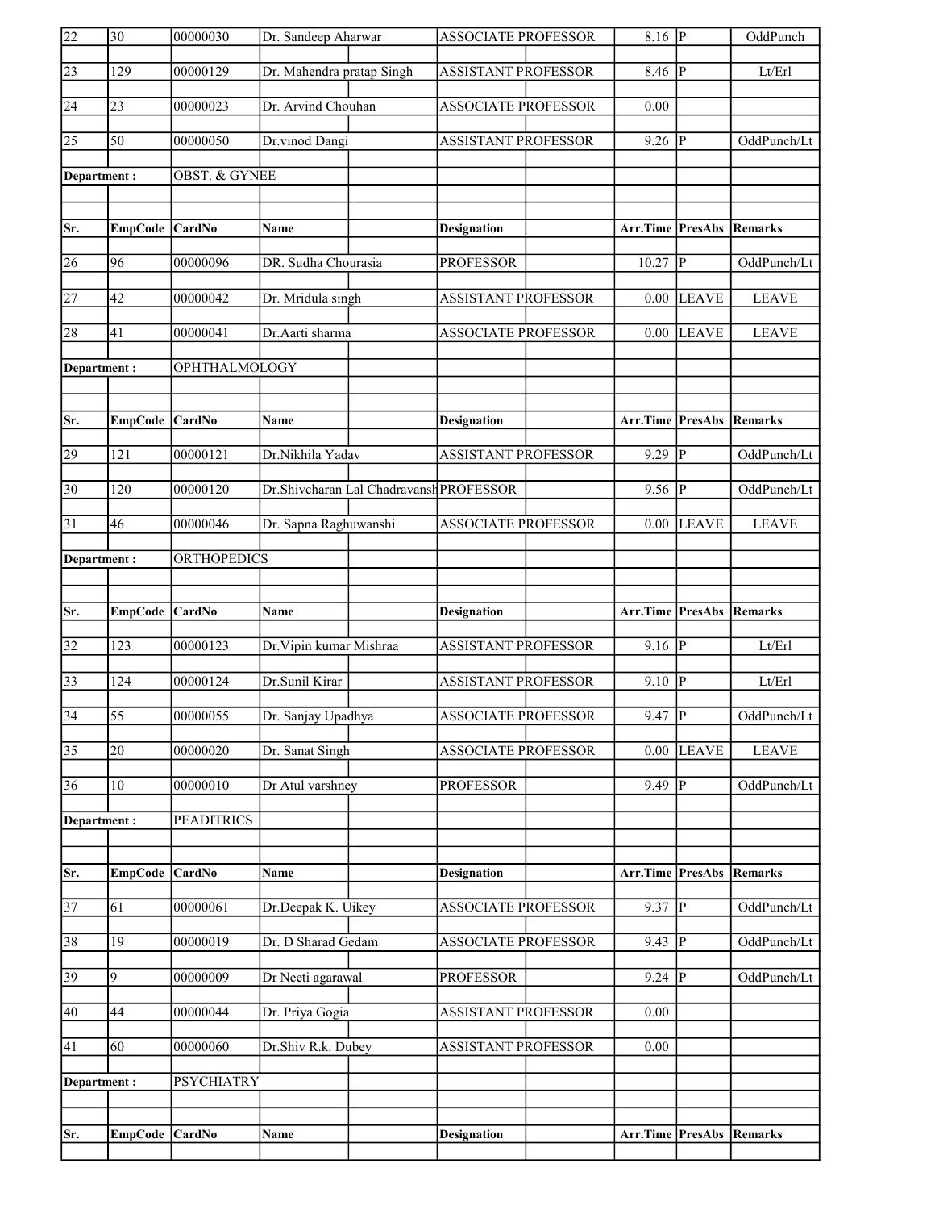| Sr. | EmpCode | CardNo | Name | Designation | Arr.Time | PresAbs | Remarks |
|---|---|---|---|---|---|---|---|
| 22 | 30 | 00000030 | Dr. Sandeep Aharwar | ASSOCIATE PROFESSOR | 8.16 | P | OddPunch |
| 23 | 129 | 00000129 | Dr. Mahendra pratap Singh | ASSISTANT PROFESSOR | 8.46 | P | Lt/Erl |
| 24 | 23 | 00000023 | Dr. Arvind Chouhan | ASSOCIATE PROFESSOR | 0.00 | | |
| 25 | 50 | 00000050 | Dr.vinod Dangi | ASSISTANT PROFESSOR | 9.26 | P | OddPunch/Lt |

**Department :** OBST. & GYNEE

| Sr. | EmpCode | CardNo | Name | Designation | Arr.Time | PresAbs | Remarks |
|---|---|---|---|---|---|---|---|
| 26 | 96 | 00000096 | DR. Sudha Chourasia | PROFESSOR | 10.27 | P | OddPunch/Lt |
| 27 | 42 | 00000042 | Dr. Mridula singh | ASSISTANT PROFESSOR | 0.00 | LEAVE | LEAVE |
| 28 | 41 | 00000041 | Dr.Aarti sharma | ASSOCIATE PROFESSOR | 0.00 | LEAVE | LEAVE |

**Department :** OPHTHALMOLOGY

| Sr. | EmpCode | CardNo | Name | Designation | Arr.Time | PresAbs | Remarks |
|---|---|---|---|---|---|---|---|
| 29 | 121 | 00000121 | Dr.Nikhila Yadav | ASSISTANT PROFESSOR | 9.29 | P | OddPunch/Lt |
| 30 | 120 | 00000120 | Dr.Shivcharan Lal Chadravansh | PROFESSOR | 9.56 | P | OddPunch/Lt |
| 31 | 46 | 00000046 | Dr. Sapna Raghuwanshi | ASSOCIATE PROFESSOR | 0.00 | LEAVE | LEAVE |

**Department :** ORTHOPEDICS

| Sr. | EmpCode | CardNo | Name | Designation | Arr.Time | PresAbs | Remarks |
|---|---|---|---|---|---|---|---|
| 32 | 123 | 00000123 | Dr.Vipin kumar Mishraa | ASSISTANT PROFESSOR | 9.16 | P | Lt/Erl |
| 33 | 124 | 00000124 | Dr.Sunil Kirar | ASSISTANT PROFESSOR | 9.10 | P | Lt/Erl |
| 34 | 55 | 00000055 | Dr. Sanjay Upadhya | ASSOCIATE PROFESSOR | 9.47 | P | OddPunch/Lt |
| 35 | 20 | 00000020 | Dr. Sanat Singh | ASSOCIATE PROFESSOR | 0.00 | LEAVE | LEAVE |
| 36 | 10 | 00000010 | Dr Atul varshney | PROFESSOR | 9.49 | P | OddPunch/Lt |

**Department :** PEADITRICS

| Sr. | EmpCode | CardNo | Name | Designation | Arr.Time | PresAbs | Remarks |
|---|---|---|---|---|---|---|---|
| 37 | 61 | 00000061 | Dr.Deepak K. Uikey | ASSOCIATE PROFESSOR | 9.37 | P | OddPunch/Lt |
| 38 | 19 | 00000019 | Dr. D Sharad Gedam | ASSOCIATE PROFESSOR | 9.43 | P | OddPunch/Lt |
| 39 | 9 | 00000009 | Dr Neeti agarawal | PROFESSOR | 9.24 | P | OddPunch/Lt |
| 40 | 44 | 00000044 | Dr. Priya Gogia | ASSISTANT PROFESSOR | 0.00 | | |
| 41 | 60 | 00000060 | Dr.Shiv R.k. Dubey | ASSISTANT PROFESSOR | 0.00 | | |

**Department :** PSYCHIATRY

| Sr. | EmpCode | CardNo | Name | Designation | Arr.Time | PresAbs | Remarks |
|---|---|---|---|---|---|---|---|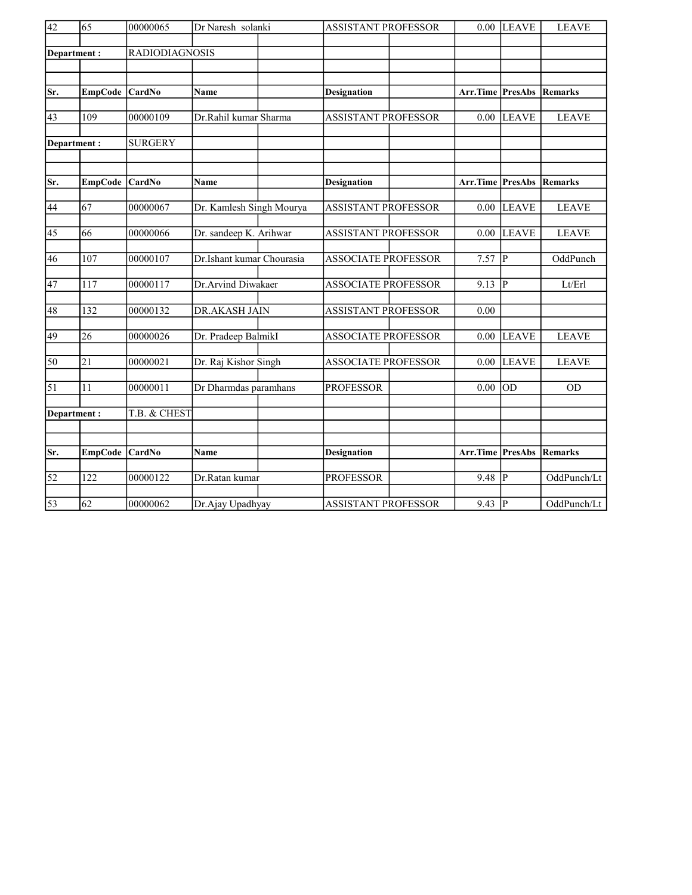| | | | | | | | |
|---|---|---|---|---|---|---|---|
| 42 | 65 | 00000065 | Dr Naresh solanki | ASSISTANT PROFESSOR | 0.00 | LEAVE | LEAVE |
| Department : | | RADIODIAGNOSIS | | | | | |
| Sr. | EmpCode | CardNo | Name | Designation | Arr.Time | PresAbs | Remarks |
| 43 | 109 | 00000109 | Dr.Rahil kumar Sharma | ASSISTANT PROFESSOR | 0.00 | LEAVE | LEAVE |
| Department : | | SURGERY | | | | | |
| Sr. | EmpCode | CardNo | Name | Designation | Arr.Time | PresAbs | Remarks |
| 44 | 67 | 00000067 | Dr. Kamlesh Singh Mourya | ASSISTANT PROFESSOR | 0.00 | LEAVE | LEAVE |
| 45 | 66 | 00000066 | Dr. sandeep K. Arihwar | ASSISTANT PROFESSOR | 0.00 | LEAVE | LEAVE |
| 46 | 107 | 00000107 | Dr.Ishant kumar Chourasia | ASSOCIATE PROFESSOR | 7.57 | P | OddPunch |
| 47 | 117 | 00000117 | Dr.Arvind Diwakaer | ASSOCIATE PROFESSOR | 9.13 | P | Lt/Erl |
| 48 | 132 | 00000132 | DR.AKASH JAIN | ASSISTANT PROFESSOR | 0.00 | | |
| 49 | 26 | 00000026 | Dr. Pradeep BalmikI | ASSOCIATE PROFESSOR | 0.00 | LEAVE | LEAVE |
| 50 | 21 | 00000021 | Dr. Raj Kishor Singh | ASSOCIATE PROFESSOR | 0.00 | LEAVE | LEAVE |
| 51 | 11 | 00000011 | Dr Dharmdas paramhans | PROFESSOR | 0.00 | OD | OD |
| Department : | | T.B. & CHEST | | | | | |
| Sr. | EmpCode | CardNo | Name | Designation | Arr.Time | PresAbs | Remarks |
| 52 | 122 | 00000122 | Dr.Ratan kumar | PROFESSOR | 9.48 | P | OddPunch/Lt |
| 53 | 62 | 00000062 | Dr.Ajay Upadhyay | ASSISTANT PROFESSOR | 9.43 | P | OddPunch/Lt |